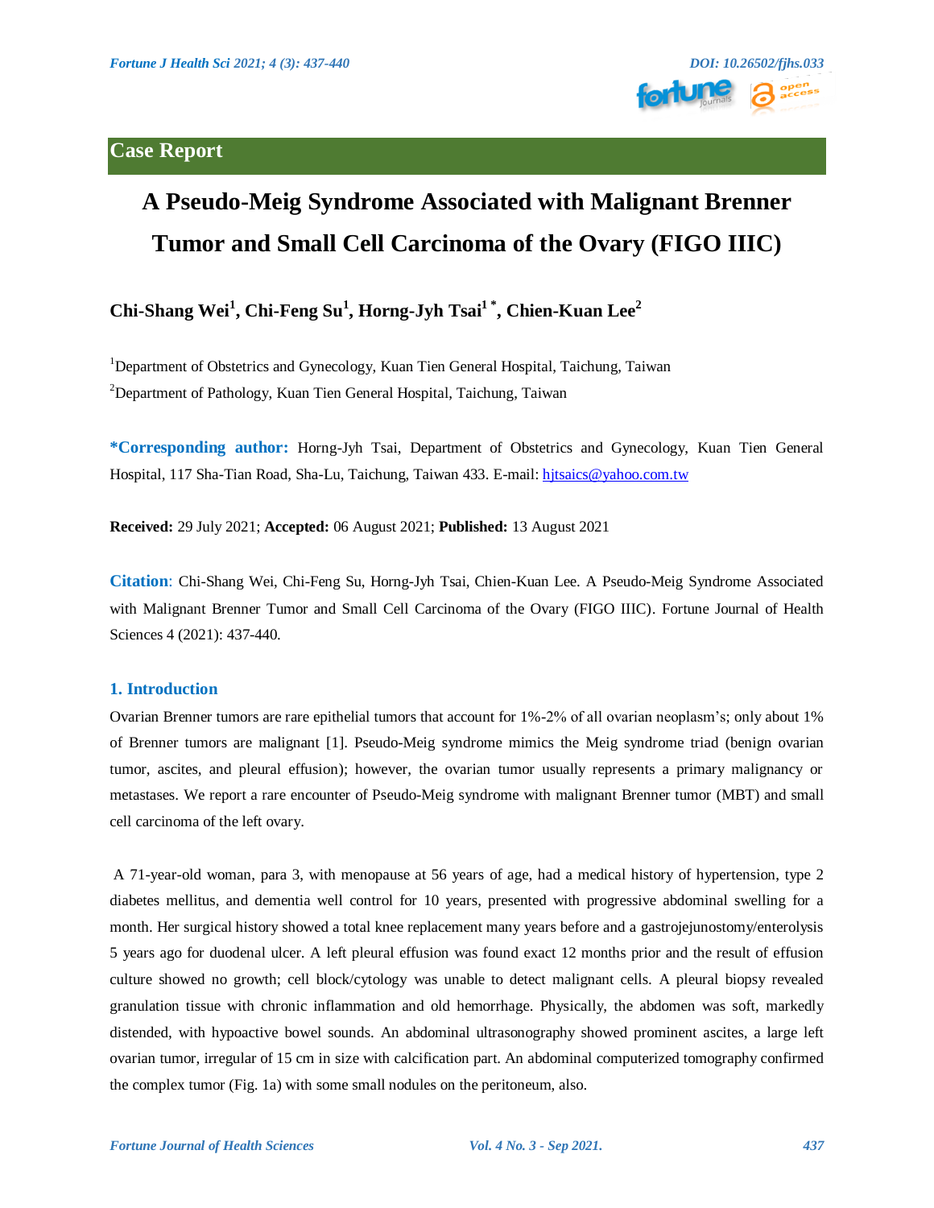## Case Report

# A Pseudo-Meig Syndrome Associated with Malignant Brenner Tumor and Small Cell Carcinoma of the Ovary (FIGO IIIC)

**Chi-Shang Wei[1], Chi-Feng Su[1], Horng-Jyh Tsai[1 *], Chien-Kuan Lee[2]**

[1]Department of Obstetrics and Gynecology, Kuan Tien General Hospital, Taichung, Taiwan

[2]Department of Pathology, Kuan Tien General Hospital, Taichung, Taiwan

**\*Corresponding author:** Horng-Jyh Tsai, Department of Obstetrics and Gynecology, Kuan Tien General Hospital, 117 Sha-Tian Road, Sha-Lu, Taichung, Taiwan 433. E-mail: hjtsaics@yahoo.com.tw

**Received:** 29 July 2021; **Accepted:** 06 August 2021; **Published:** 13 August 2021

**Citation**: Chi-Shang Wei, Chi-Feng Su, Horng-Jyh Tsai, Chien-Kuan Lee. A Pseudo-Meig Syndrome Associated with Malignant Brenner Tumor and Small Cell Carcinoma of the Ovary (FIGO IIIC). Fortune Journal of Health Sciences 4 (2021): 437-440.

## 1. Introduction

Ovarian Brenner tumors are rare epithelial tumors that account for 1%-2% of all ovarian neoplasm's; only about 1% of Brenner tumors are malignant [1]. Pseudo-Meig syndrome mimics the Meig syndrome triad (benign ovarian tumor, ascites, and pleural effusion); however, the ovarian tumor usually represents a primary malignancy or metastases. We report a rare encounter of Pseudo-Meig syndrome with malignant Brenner tumor (MBT) and small cell carcinoma of the left ovary.

A 71-year-old woman, para 3, with menopause at 56 years of age, had a medical history of hypertension, type 2 diabetes mellitus, and dementia well control for 10 years, presented with progressive abdominal swelling for a month. Her surgical history showed a total knee replacement many years before and a gastrojejunostomy/enterolysis 5 years ago for duodenal ulcer. A left pleural effusion was found exact 12 months prior and the result of effusion culture showed no growth; cell block/cytology was unable to detect malignant cells. A pleural biopsy revealed granulation tissue with chronic inflammation and old hemorrhage. Physically, the abdomen was soft, markedly distended, with hypoactive bowel sounds. An abdominal ultrasonography showed prominent ascites, a large left ovarian tumor, irregular of 15 cm in size with calcification part. An abdominal computerized tomography confirmed the complex tumor (Fig. 1a) with some small nodules on the peritoneum, also.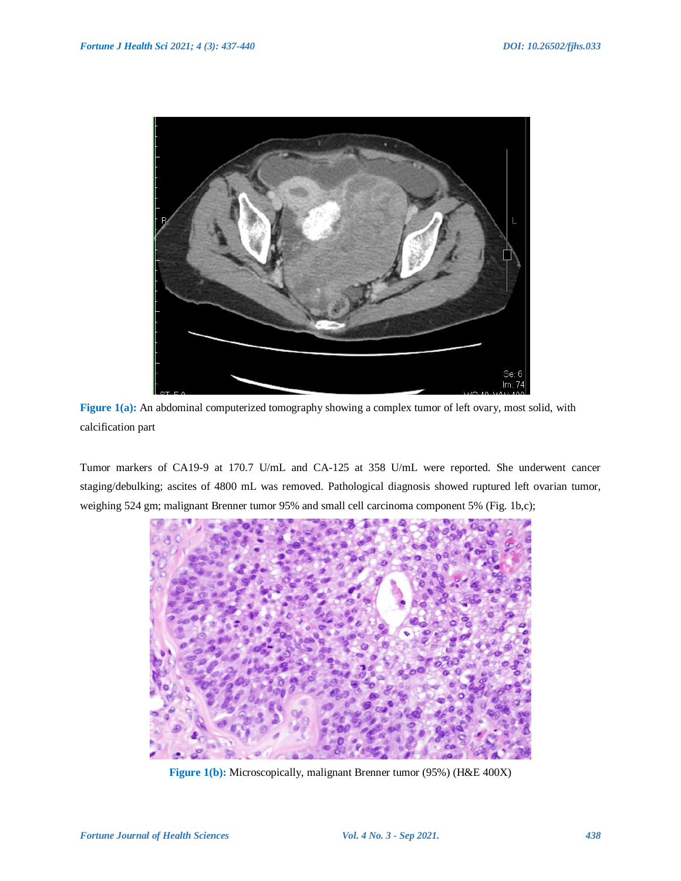**Figure 1(a):** An abdominal computerized tomography showing a complex tumor of left ovary, most solid, with calcification part

Tumor markers of CA19-9 at 170.7 U/mL and CA-125 at 358 U/mL were reported. She underwent cancer staging/debulking; ascites of 4800 mL was removed. Pathological diagnosis showed ruptured left ovarian tumor, weighing 524 gm; malignant Brenner tumor 95% and small cell carcinoma component 5% (Fig. 1b,c);

**Figure 1(b):** Microscopically, malignant Brenner tumor (95%) (H&E 400X)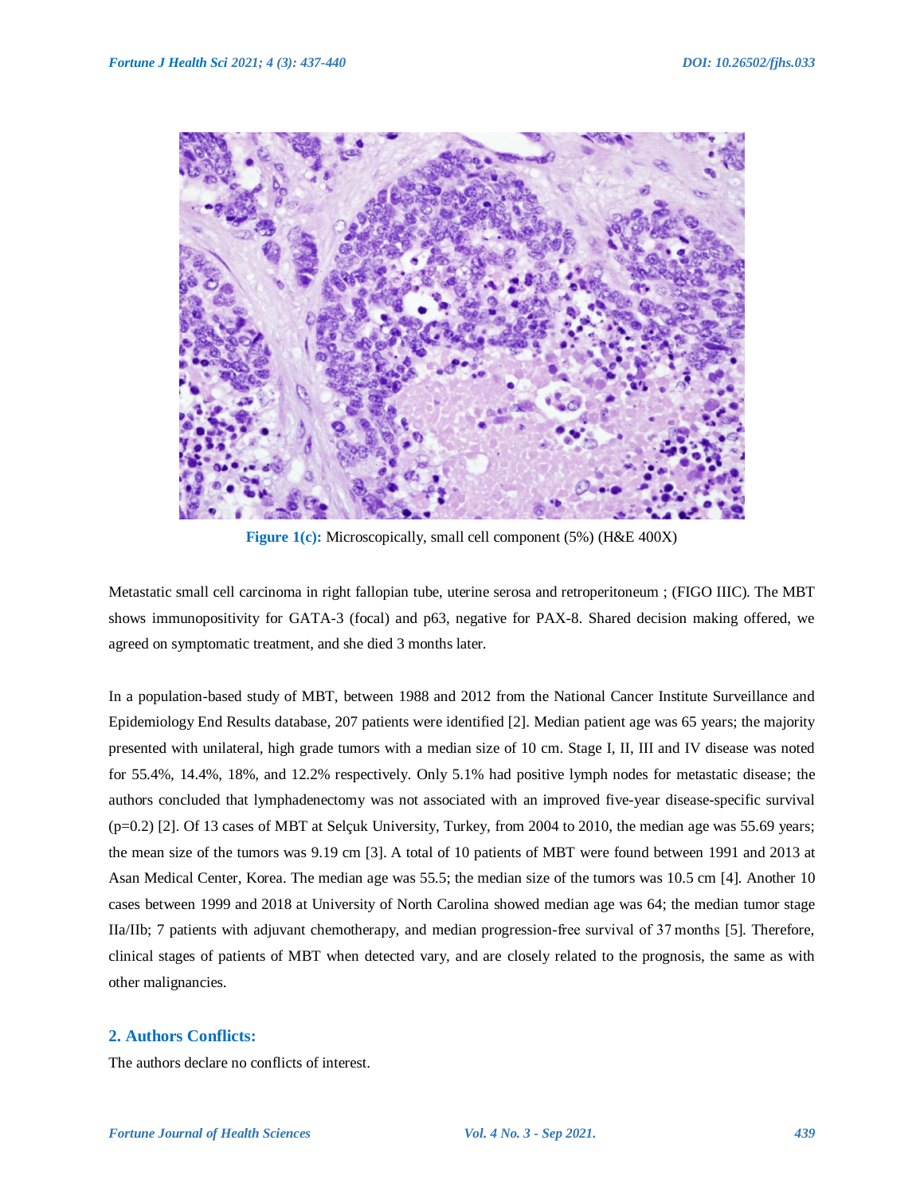Figure 1(c): Microscopically, small cell component (5%) (H&E 400X)

Metastatic small cell carcinoma in right fallopian tube, uterine serosa and retroperitoneum ; (FIGO IIIC). The MBT shows immunopositivity for GATA-3 (focal) and p63, negative for PAX-8. Shared decision making offered, we agreed on symptomatic treatment, and she died 3 months later.

In a population-based study of MBT, between 1988 and 2012 from the National Cancer Institute Surveillance and Epidemiology End Results database, 207 patients were identified [2]. Median patient age was 65 years; the majority presented with unilateral, high grade tumors with a median size of 10 cm. Stage I, II, III and IV disease was noted for 55.4%, 14.4%, 18%, and 12.2% respectively. Only 5.1% had positive lymph nodes for metastatic disease; the authors concluded that lymphadenectomy was not associated with an improved five-year disease-specific survival ($p=0.2$) [2]. Of 13 cases of MBT at Selçuk University, Turkey, from 2004 to 2010, the median age was 55.69 years; the mean size of the tumors was 9.19 cm [3]. A total of 10 patients of MBT were found between 1991 and 2013 at Asan Medical Center, Korea. The median age was 55.5; the median size of the tumors was 10.5 cm [4]. Another 10 cases between 1999 and 2018 at University of North Carolina showed median age was 64; the median tumor stage IIa/IIb; 7 patients with adjuvant chemotherapy, and median progression-free survival of 37 months [5]. Therefore, clinical stages of patients of MBT when detected vary, and are closely related to the prognosis, the same as with other malignancies.

## 2. Authors Conflicts:

The authors declare no conflicts of interest.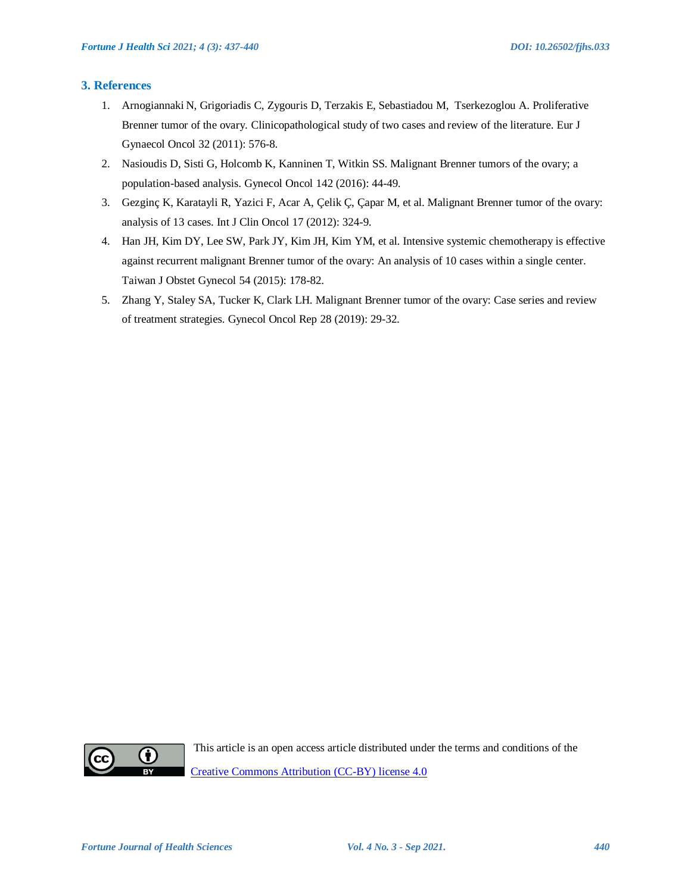## 3. References

1. Arnogiannaki N, Grigoriadis C, Zygouris D, Terzakis E, Sebastiadou M, Tserkezoglou A. Proliferative Brenner tumor of the ovary. Clinicopathological study of two cases and review of the literature. Eur J Gynaecol Oncol 32 (2011): 576-8.
2. Nasioudis D, Sisti G, Holcomb K, Kanninen T, Witkin SS. Malignant Brenner tumors of the ovary; a population-based analysis. Gynecol Oncol 142 (2016): 44-49.
3. Gezginç K, Karatayli R, Yazici F, Acar A, Çelik Ç, Çapar M, et al. Malignant Brenner tumor of the ovary: analysis of 13 cases. Int J Clin Oncol 17 (2012): 324-9.
4. Han JH, Kim DY, Lee SW, Park JY, Kim JH, Kim YM, et al. Intensive systemic chemotherapy is effective against recurrent malignant Brenner tumor of the ovary: An analysis of 10 cases within a single center. Taiwan J Obstet Gynecol 54 (2015): 178-82.
5. Zhang Y, Staley SA, Tucker K, Clark LH. Malignant Brenner tumor of the ovary: Case series and review of treatment strategies. Gynecol Oncol Rep 28 (2019): 29-32.

This article is an open access article distributed under the terms and conditions of the [Creative Commons Attribution (CC-BY) license 4.0](https://creativecommons.org/licenses/by/4.0/)